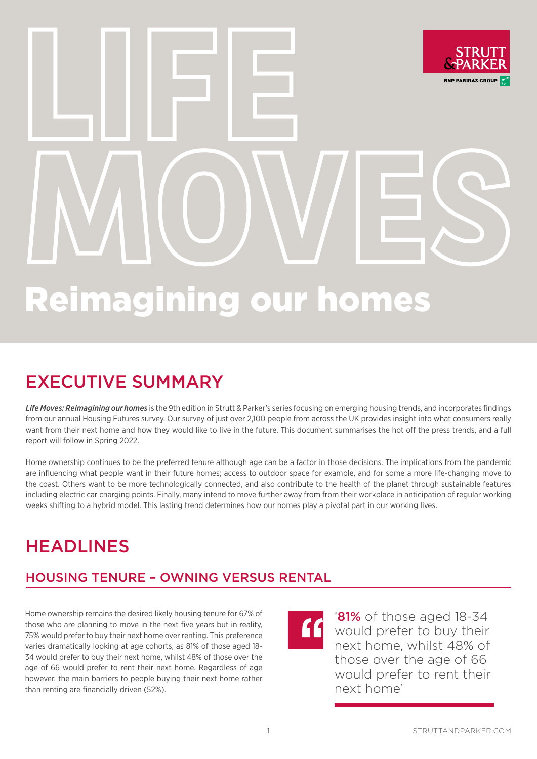# LIFE MOVES

# Reimagining our homes

STRUTT & PARKER
BNP PARIBAS GROUP

## EXECUTIVE SUMMARY

***Life Moves: Reimagining our homes*** is the 9th edition in Strutt & Parker's series focusing on emerging housing trends, and incorporates findings from our annual Housing Futures survey. Our survey of just over 2,100 people from across the UK provides insight into what consumers really want from their next home and how they would like to live in the future. This document summarises the hot off the press trends, and a full report will follow in Spring 2022.

Home ownership continues to be the preferred tenure although age can be a factor in those decisions. The implications from the pandemic are influencing what people want in their future homes; access to outdoor space for example, and for some a more life-changing move to the coast. Others want to be more technologically connected, and also contribute to the health of the planet through sustainable features including electric car charging points. Finally, many intend to move further away from from their workplace in anticipation of regular working weeks shifting to a hybrid model. This lasting trend determines how our homes play a pivotal part in our working lives.

## HEADLINES

### HOUSING TENURE – OWNING VERSUS RENTAL

Home ownership remains the desired likely housing tenure for 67% of those who are planning to move in the next five years but in reality, 75% would prefer to buy their next home over renting. This preference varies dramatically looking at age cohorts, as 81% of those aged 18-34 would prefer to buy their next home, whilst 48% of those over the age of 66 would prefer to rent their next home. Regardless of age however, the main barriers to people buying their next home rather than renting are financially driven (52%).

> '**81%** of those aged 18-34 would prefer to buy their next home, whilst 48% of those over the age of 66 would prefer to rent their next home'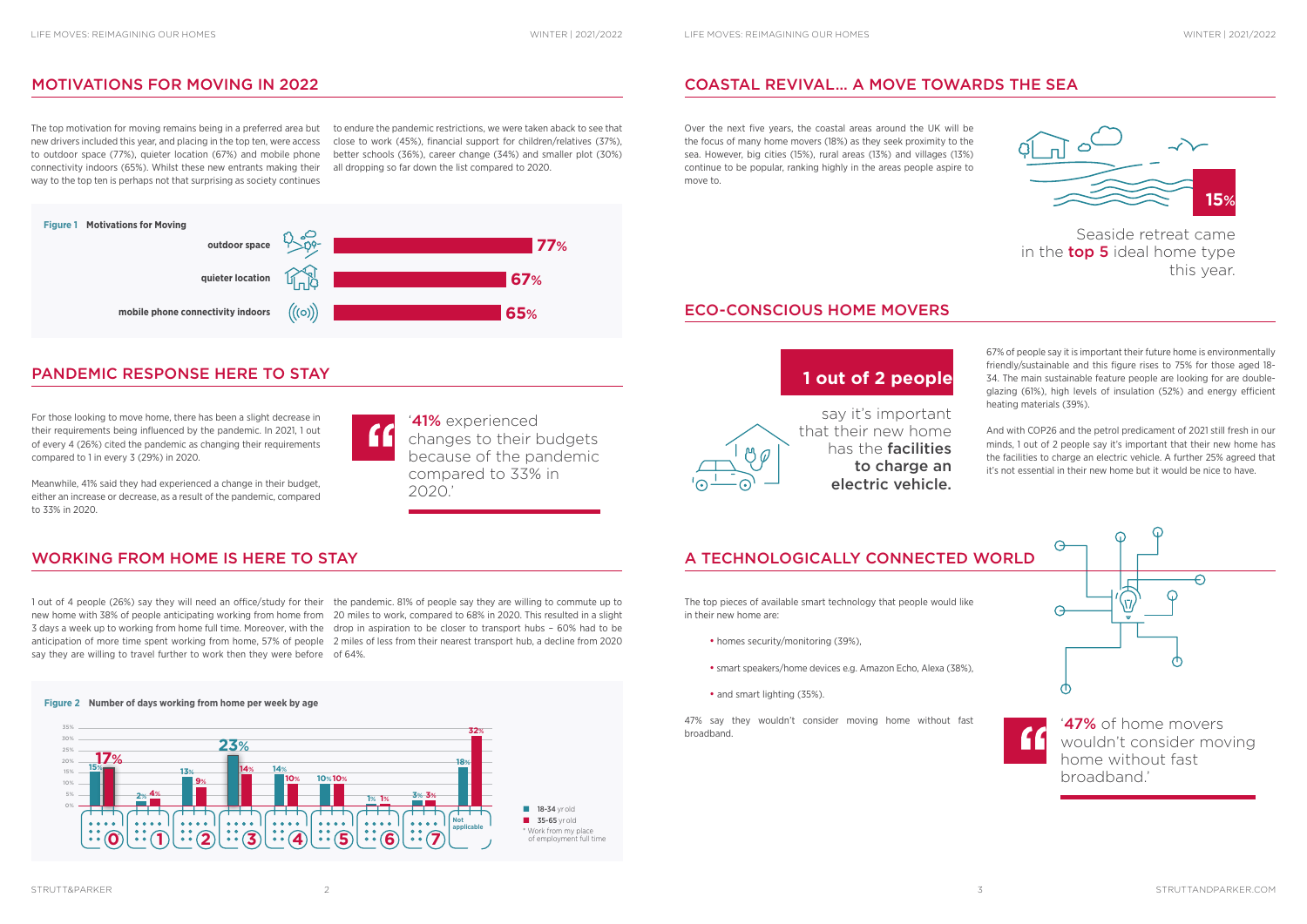## MOTIVATIONS FOR MOVING IN 2022

The top motivation for moving remains being in a preferred area but new drivers included this year, and placing in the top ten, were access to outdoor space (77%), quieter location (67%) and mobile phone connectivity indoors (65%). Whilst these new entrants making their way to the top ten is perhaps not that surprising as society continues to endure the pandemic restrictions, we were taken aback to see that close to work (45%), financial support for children/relatives (37%), better schools (36%), career change (34%) and smaller plot (30%) all dropping so far down the list compared to 2020.

**Figure 1 Motivations for Moving**

| Motivation | % |
| --- | --- |
| outdoor space | 77% |
| quieter location | 67% |
| mobile phone connectivity indoors | 65% |

## PANDEMIC RESPONSE HERE TO STAY

For those looking to move home, there has been a slight decrease in their requirements being influenced by the pandemic. In 2021, 1 out of every 4 (26%) cited the pandemic as changing their requirements compared to 1 in every 3 (29%) in 2020.

Meanwhile, 41% said they had experienced a change in their budget, either an increase or decrease, as a result of the pandemic, compared to 33% in 2020.

> '**41%** experienced changes to their budgets because of the pandemic compared to 33% in 2020.'

## WORKING FROM HOME IS HERE TO STAY

1 out of 4 people (26%) say they will need an office/study for their new home with 38% of people anticipating working from home from 3 days a week up to working from home full time. Moreover, with the anticipation of more time spent working from home, 57% of people say they are willing to travel further to work then they were before the pandemic. 81% of people say they are willing to commute up to 20 miles to work, compared to 68% in 2020. This resulted in a slight drop in aspiration to be closer to transport hubs – 60% had to be 2 miles of less from their nearest transport hub, a decline from 2020 of 64%.

**Figure 2 Number of days working from home per week by age**

| Days | 18-34 yr old | 35-65 yr old |
| --- | --- | --- |
| 0 | 15% | 17% |
| 1 | 2% | 4% |
| 2 | 13% | 9% |
| 3 | 23% | 14% |
| 4 | 14% | 10% |
| 5 | 10% | 10% |
| 6 | 1% | 1% |
| 7 | 3% | 3% |
| Not applicable* | 18% | 32% |

\* Work from my place of employment full time

## COASTAL REVIVAL... A MOVE TOWARDS THE SEA

Over the next five years, the coastal areas around the UK will be the focus of many home movers (18%) as they seek proximity to the sea. However, big cities (15%), rural areas (13%) and villages (13%) continue to be popular, ranking highly in the areas people aspire to move to.

**15%**

Seaside retreat came in the **top 5** ideal home type this year.

## ECO-CONSCIOUS HOME MOVERS

**1 out of 2 people** say it's important that their new home has the **facilities to charge an electric vehicle.**

67% of people say it is important their future home is environmentally friendly/sustainable and this figure rises to 75% for those aged 18-34. The main sustainable feature people are looking for are double-glazing (61%), high levels of insulation (52%) and energy efficient heating materials (39%).

And with COP26 and the petrol predicament of 2021 still fresh in our minds, 1 out of 2 people say it's important that their new home has the facilities to charge an electric vehicle. A further 25% agreed that it's not essential in their new home but it would be nice to have.

## A TECHNOLOGICALLY CONNECTED WORLD

The top pieces of available smart technology that people would like in their new home are:

- homes security/monitoring (39%),
- smart speakers/home devices e.g. Amazon Echo, Alexa (38%),
- and smart lighting (35%).

47% say they wouldn't consider moving home without fast broadband.

> '**47%** of home movers wouldn't consider moving home without fast broadband.'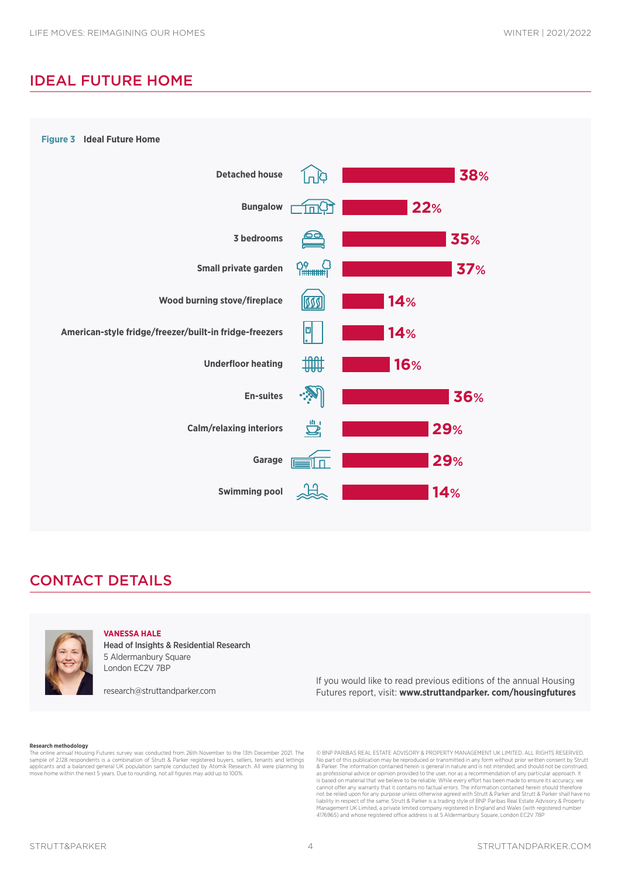## IDEAL FUTURE HOME

**Figure 3** **Ideal Future Home**

Detached house 38%

Bungalow 22%

3 bedrooms 35%

Small private garden 37%

Wood burning stove/fireplace 14%

American-style fridge/freezer/built-in fridge-freezers 14%

Underfloor heating 16%

En-suites 36%

Calm/relaxing interiors 29%

Garage 29%

Swimming pool 14%

## CONTACT DETAILS

**VANESSA HALE**
**Head of Insights & Residential Research**
5 Aldermanbury Square
London EC2V 7BP

research@struttandparker.com

If you would like to read previous editions of the annual Housing Futures report, visit: **www.struttandparker. com/housingfutures**

**Research methodology**
The online annual Housing Futures survey was conducted from 26th November to the 13th December 2021. The sample of 2,128 respondents is a combination of Strutt & Parker registered buyers, sellers, tenants and lettings applicants and a balanced general UK population sample conducted by Atomik Research. All were planning to move home within the next 5 years. Due to rounding, not all figures may add up to 100%.

© BNP PARIBAS REAL ESTATE ADVISORY & PROPERTY MANAGEMENT UK LIMITED. ALL RIGHTS RESERVED. No part of this publication may be reproduced or transmitted in any form without prior written consent by Strutt & Parker. The information contained herein is general in nature and is not intended, and should not be construed, as professional advice or opinion provided to the user, nor as a recommendation of any particular approach. It is based on material that we believe to be reliable. While every effort has been made to ensure its accuracy, we cannot offer any warranty that it contains no factual errors. The information contained herein should therefore not be relied upon for any purpose unless otherwise agreed with Strutt & Parker and Strutt & Parker shall have no liability in respect of the same. Strutt & Parker is a trading style of BNP Paribas Real Estate Advisory & Property Management UK Limited, a private limited company registered in England and Wales (with registered number 4176965) and whose registered office address is at 5 Aldermanbury Square, London EC2V 7BP